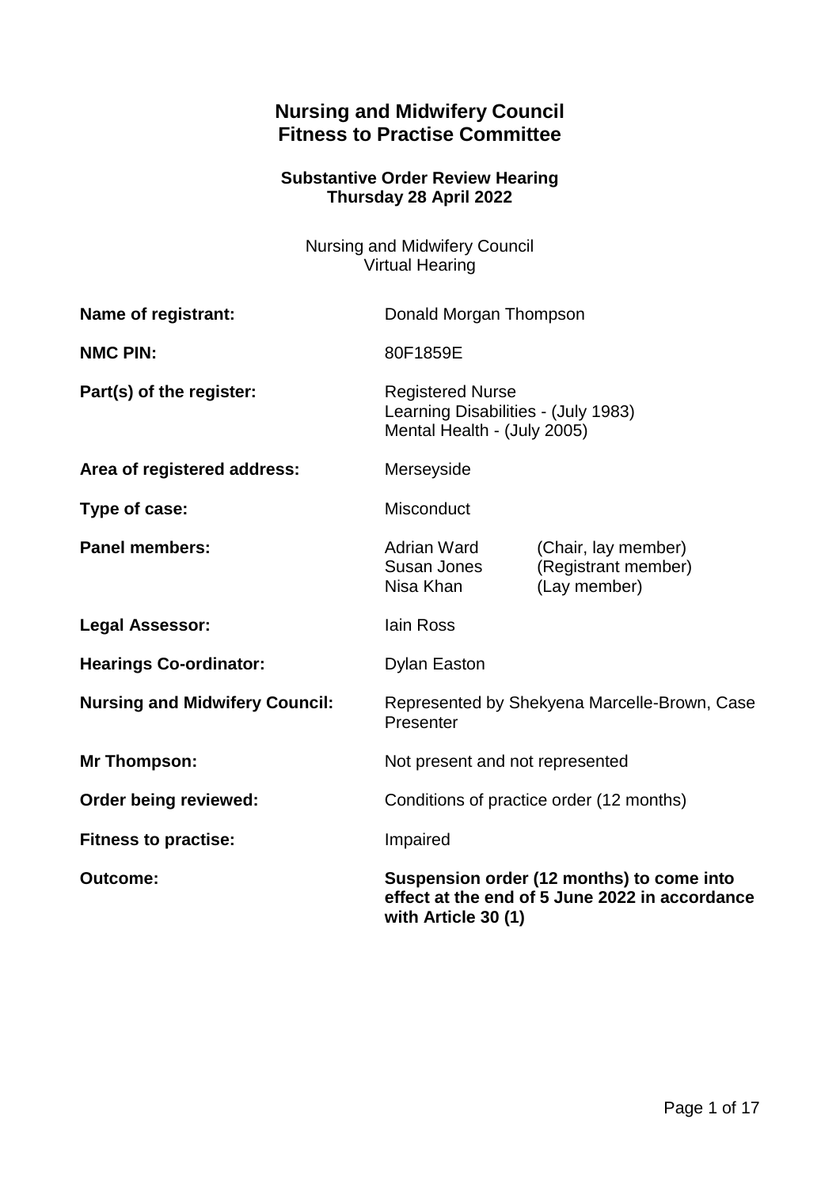# Nursing and Midwifery Council
# Fitness to Practise Committee

### Substantive Order Review Hearing
### Thursday 28 April 2022

Nursing and Midwifery Council
Virtual Hearing

| | | |
|---|---|---|
| **Name of registrant:** | Donald Morgan Thompson | |
| **NMC PIN:** | 80F1859E | |
| **Part(s) of the register:** | Registered Nurse<br>Learning Disabilities - (July 1983)<br>Mental Health - (July 2005) | |
| **Area of registered address:** | Merseyside | |
| **Type of case:** | Misconduct | |
| **Panel members:** | Adrian Ward<br>Susan Jones<br>Nisa Khan | (Chair, lay member)<br>(Registrant member)<br>(Lay member) |
| **Legal Assessor:** | Iain Ross | |
| **Hearings Co-ordinator:** | Dylan Easton | |
| **Nursing and Midwifery Council:** | Represented by Shekyena Marcelle-Brown, Case Presenter | |
| **Mr Thompson:** | Not present and not represented | |
| **Order being reviewed:** | Conditions of practice order (12 months) | |
| **Fitness to practise:** | Impaired | |
| **Outcome:** | **Suspension order (12 months) to come into effect at the end of 5 June 2022 in accordance with Article 30 (1)** | |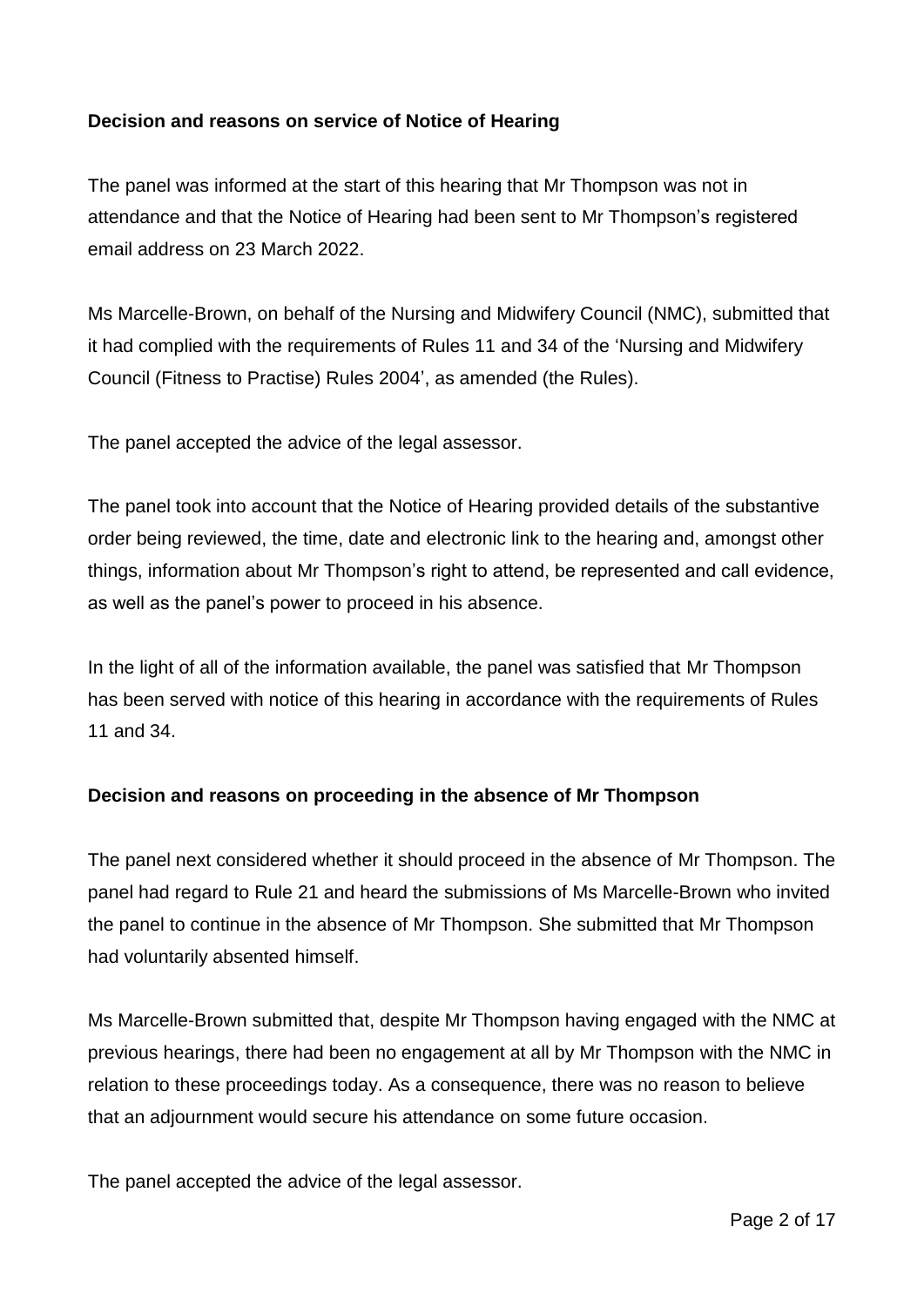**Decision and reasons on service of Notice of Hearing**

The panel was informed at the start of this hearing that Mr Thompson was not in attendance and that the Notice of Hearing had been sent to Mr Thompson's registered email address on 23 March 2022.

Ms Marcelle-Brown, on behalf of the Nursing and Midwifery Council (NMC), submitted that it had complied with the requirements of Rules 11 and 34 of the 'Nursing and Midwifery Council (Fitness to Practise) Rules 2004', as amended (the Rules).

The panel accepted the advice of the legal assessor.

The panel took into account that the Notice of Hearing provided details of the substantive order being reviewed, the time, date and electronic link to the hearing and, amongst other things, information about Mr Thompson's right to attend, be represented and call evidence, as well as the panel's power to proceed in his absence.

In the light of all of the information available, the panel was satisfied that Mr Thompson has been served with notice of this hearing in accordance with the requirements of Rules 11 and 34.

**Decision and reasons on proceeding in the absence of Mr Thompson**

The panel next considered whether it should proceed in the absence of Mr Thompson. The panel had regard to Rule 21 and heard the submissions of Ms Marcelle-Brown who invited the panel to continue in the absence of Mr Thompson. She submitted that Mr Thompson had voluntarily absented himself.

Ms Marcelle-Brown submitted that, despite Mr Thompson having engaged with the NMC at previous hearings, there had been no engagement at all by Mr Thompson with the NMC in relation to these proceedings today. As a consequence, there was no reason to believe that an adjournment would secure his attendance on some future occasion.

The panel accepted the advice of the legal assessor.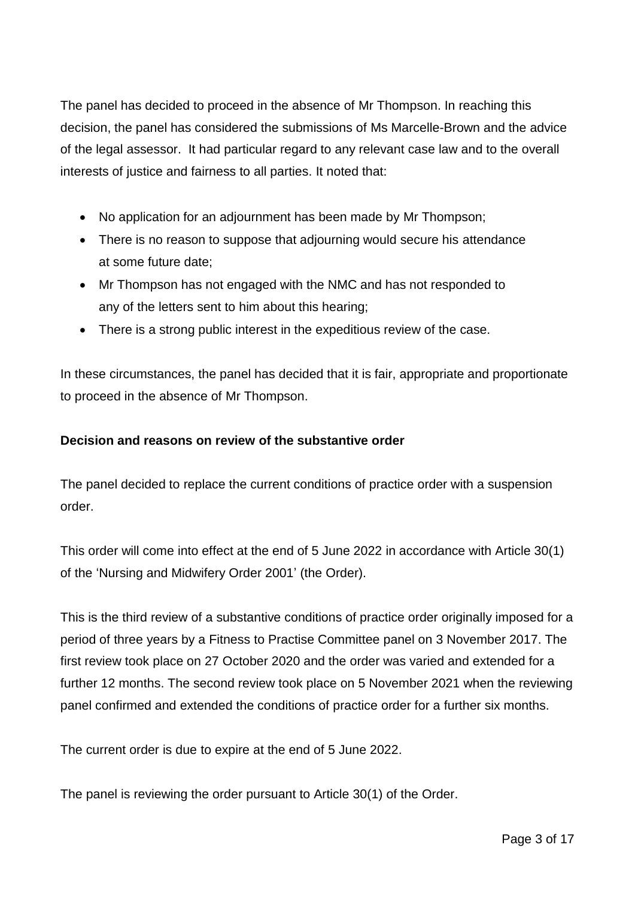The panel has decided to proceed in the absence of Mr Thompson. In reaching this decision, the panel has considered the submissions of Ms Marcelle-Brown and the advice of the legal assessor. It had particular regard to any relevant case law and to the overall interests of justice and fairness to all parties. It noted that:

- No application for an adjournment has been made by Mr Thompson;
- There is no reason to suppose that adjourning would secure his attendance at some future date;
- Mr Thompson has not engaged with the NMC and has not responded to any of the letters sent to him about this hearing;
- There is a strong public interest in the expeditious review of the case.

In these circumstances, the panel has decided that it is fair, appropriate and proportionate to proceed in the absence of Mr Thompson.

**Decision and reasons on review of the substantive order**

The panel decided to replace the current conditions of practice order with a suspension order.

This order will come into effect at the end of 5 June 2022 in accordance with Article 30(1) of the 'Nursing and Midwifery Order 2001' (the Order).

This is the third review of a substantive conditions of practice order originally imposed for a period of three years by a Fitness to Practise Committee panel on 3 November 2017. The first review took place on 27 October 2020 and the order was varied and extended for a further 12 months. The second review took place on 5 November 2021 when the reviewing panel confirmed and extended the conditions of practice order for a further six months.

The current order is due to expire at the end of 5 June 2022.

The panel is reviewing the order pursuant to Article 30(1) of the Order.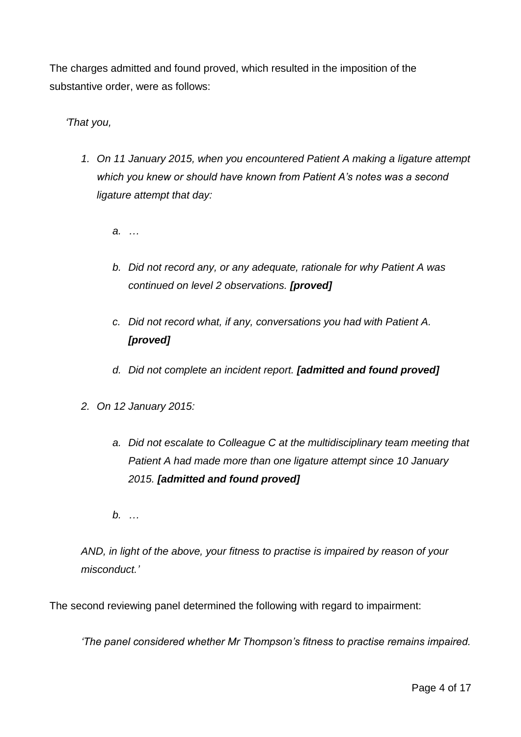The charges admitted and found proved, which resulted in the imposition of the substantive order, were as follows:

*'That you,*

1. *On 11 January 2015, when you encountered Patient A making a ligature attempt which you knew or should have known from Patient A's notes was a second ligature attempt that day:*

    a. *…*

    b. *Did not record any, or any adequate, rationale for why Patient A was continued on level 2 observations.* ***[proved]***

    c. *Did not record what, if any, conversations you had with Patient A.* ***[proved]***

    d. *Did not complete an incident report.* ***[admitted and found proved]***

2. *On 12 January 2015:*

    a. *Did not escalate to Colleague C at the multidisciplinary team meeting that Patient A had made more than one ligature attempt since 10 January 2015.* ***[admitted and found proved]***

    b. *…*

*AND, in light of the above, your fitness to practise is impaired by reason of your misconduct.'*

The second reviewing panel determined the following with regard to impairment:

*'The panel considered whether Mr Thompson's fitness to practise remains impaired.*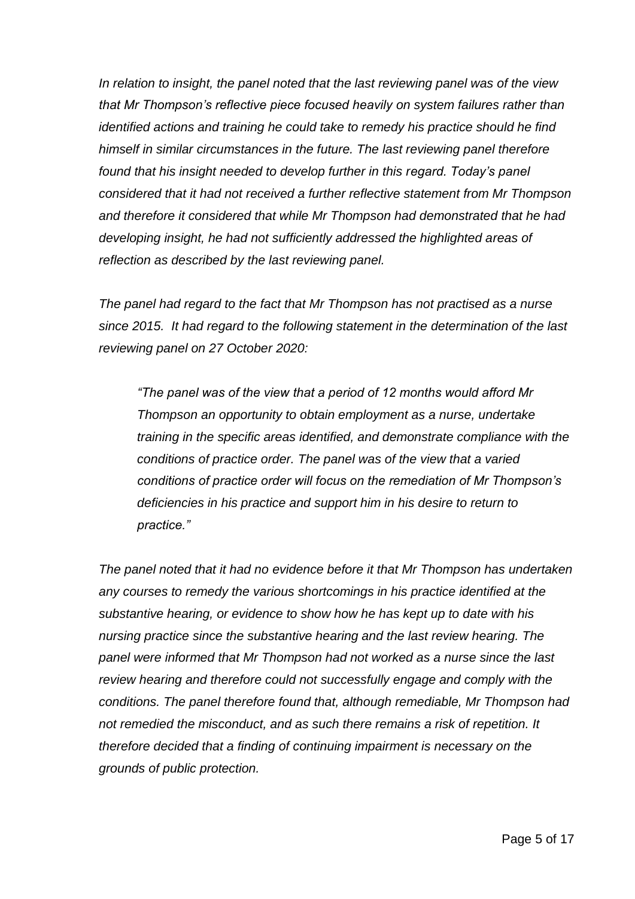*In relation to insight, the panel noted that the last reviewing panel was of the view that Mr Thompson's reflective piece focused heavily on system failures rather than identified actions and training he could take to remedy his practice should he find himself in similar circumstances in the future. The last reviewing panel therefore found that his insight needed to develop further in this regard. Today's panel considered that it had not received a further reflective statement from Mr Thompson and therefore it considered that while Mr Thompson had demonstrated that he had developing insight, he had not sufficiently addressed the highlighted areas of reflection as described by the last reviewing panel.*

*The panel had regard to the fact that Mr Thompson has not practised as a nurse since 2015. It had regard to the following statement in the determination of the last reviewing panel on 27 October 2020:*

> *"The panel was of the view that a period of 12 months would afford Mr Thompson an opportunity to obtain employment as a nurse, undertake training in the specific areas identified, and demonstrate compliance with the conditions of practice order. The panel was of the view that a varied conditions of practice order will focus on the remediation of Mr Thompson's deficiencies in his practice and support him in his desire to return to practice."*

*The panel noted that it had no evidence before it that Mr Thompson has undertaken any courses to remedy the various shortcomings in his practice identified at the substantive hearing, or evidence to show how he has kept up to date with his nursing practice since the substantive hearing and the last review hearing. The panel were informed that Mr Thompson had not worked as a nurse since the last review hearing and therefore could not successfully engage and comply with the conditions. The panel therefore found that, although remediable, Mr Thompson had not remedied the misconduct, and as such there remains a risk of repetition. It therefore decided that a finding of continuing impairment is necessary on the grounds of public protection.*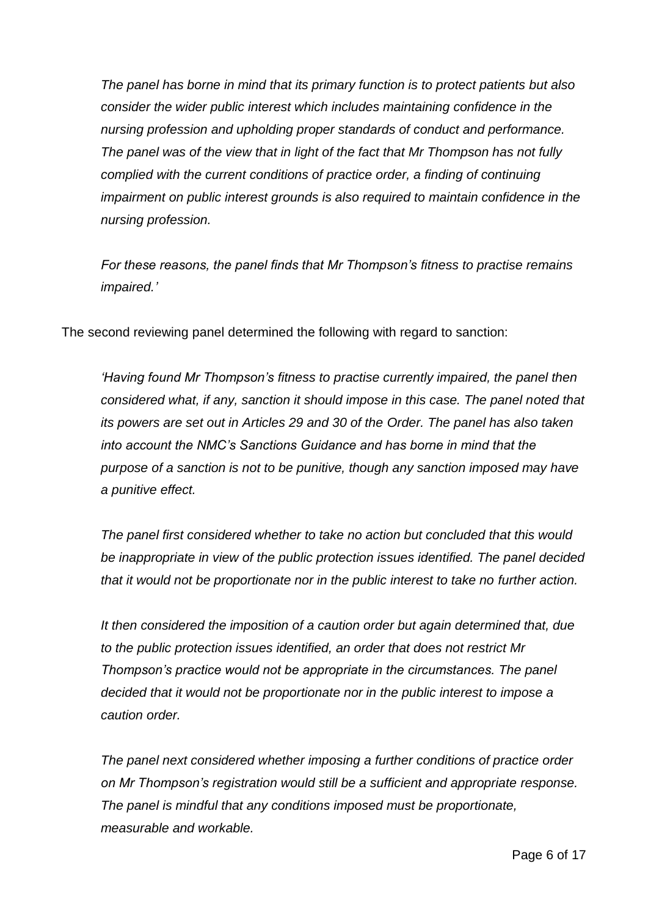*The panel has borne in mind that its primary function is to protect patients but also consider the wider public interest which includes maintaining confidence in the nursing profession and upholding proper standards of conduct and performance. The panel was of the view that in light of the fact that Mr Thompson has not fully complied with the current conditions of practice order, a finding of continuing impairment on public interest grounds is also required to maintain confidence in the nursing profession.*

*For these reasons, the panel finds that Mr Thompson's fitness to practise remains impaired.'*

The second reviewing panel determined the following with regard to sanction:

*'Having found Mr Thompson's fitness to practise currently impaired, the panel then considered what, if any, sanction it should impose in this case. The panel noted that its powers are set out in Articles 29 and 30 of the Order. The panel has also taken into account the NMC's Sanctions Guidance and has borne in mind that the purpose of a sanction is not to be punitive, though any sanction imposed may have a punitive effect.*

*The panel first considered whether to take no action but concluded that this would be inappropriate in view of the public protection issues identified. The panel decided that it would not be proportionate nor in the public interest to take no further action.*

*It then considered the imposition of a caution order but again determined that, due to the public protection issues identified, an order that does not restrict Mr Thompson's practice would not be appropriate in the circumstances. The panel decided that it would not be proportionate nor in the public interest to impose a caution order.*

*The panel next considered whether imposing a further conditions of practice order on Mr Thompson's registration would still be a sufficient and appropriate response. The panel is mindful that any conditions imposed must be proportionate, measurable and workable.*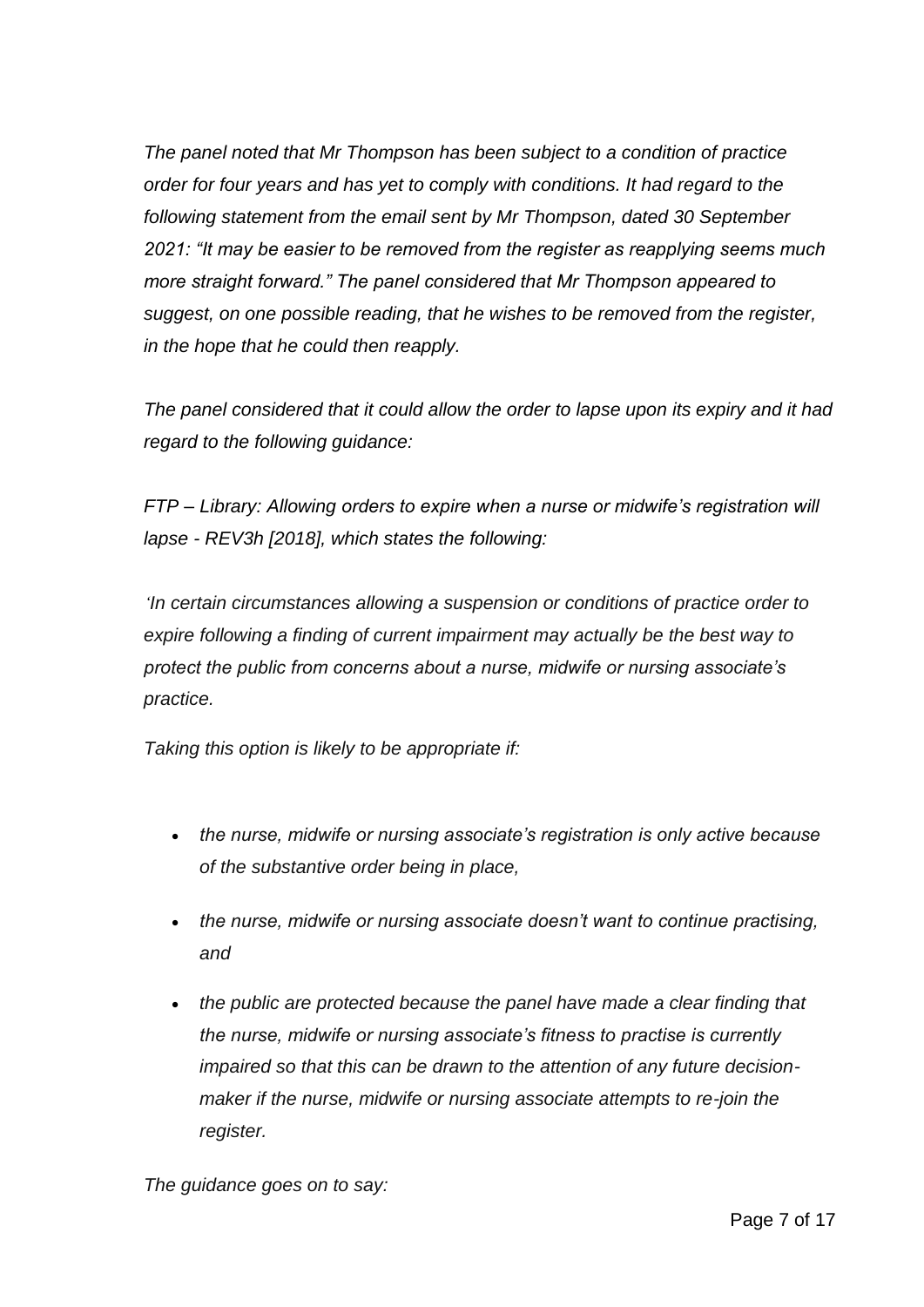*The panel noted that Mr Thompson has been subject to a condition of practice order for four years and has yet to comply with conditions. It had regard to the following statement from the email sent by Mr Thompson, dated 30 September 2021: "It may be easier to be removed from the register as reapplying seems much more straight forward." The panel considered that Mr Thompson appeared to suggest, on one possible reading, that he wishes to be removed from the register, in the hope that he could then reapply.*

*The panel considered that it could allow the order to lapse upon its expiry and it had regard to the following guidance:*

*FTP – Library: Allowing orders to expire when a nurse or midwife's registration will lapse - REV3h [2018], which states the following:*

*'In certain circumstances allowing a suspension or conditions of practice order to expire following a finding of current impairment may actually be the best way to protect the public from concerns about a nurse, midwife or nursing associate's practice.*

*Taking this option is likely to be appropriate if:*

- *the nurse, midwife or nursing associate's registration is only active because of the substantive order being in place,*
- *the nurse, midwife or nursing associate doesn't want to continue practising, and*
- *the public are protected because the panel have made a clear finding that the nurse, midwife or nursing associate's fitness to practise is currently impaired so that this can be drawn to the attention of any future decision-maker if the nurse, midwife or nursing associate attempts to re-join the register.*

*The guidance goes on to say:*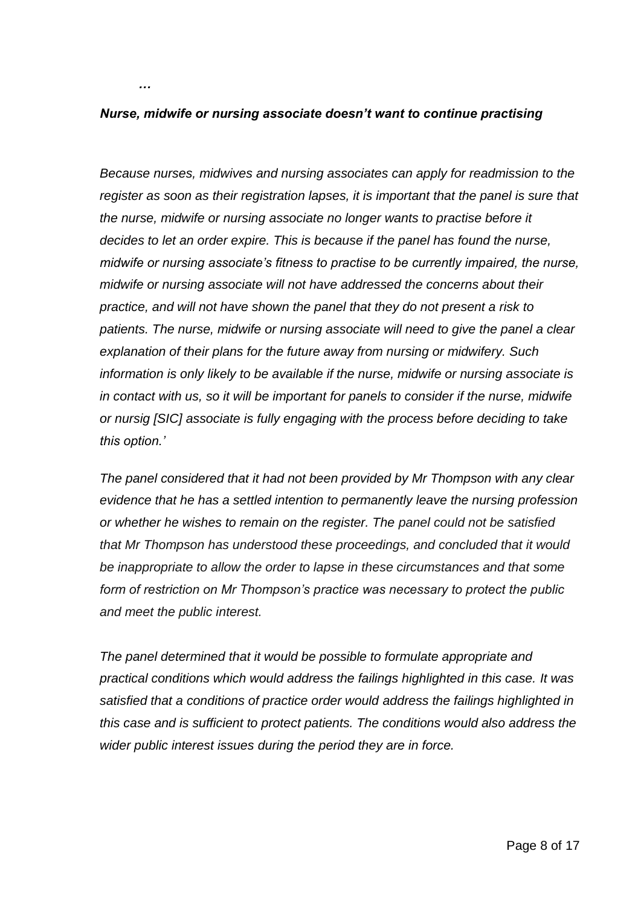*…*

***Nurse, midwife or nursing associate doesn't want to continue practising***

*Because nurses, midwives and nursing associates can apply for readmission to the register as soon as their registration lapses, it is important that the panel is sure that the nurse, midwife or nursing associate no longer wants to practise before it decides to let an order expire. This is because if the panel has found the nurse, midwife or nursing associate's fitness to practise to be currently impaired, the nurse, midwife or nursing associate will not have addressed the concerns about their practice, and will not have shown the panel that they do not present a risk to patients. The nurse, midwife or nursing associate will need to give the panel a clear explanation of their plans for the future away from nursing or midwifery. Such information is only likely to be available if the nurse, midwife or nursing associate is in contact with us, so it will be important for panels to consider if the nurse, midwife or nursig [SIC] associate is fully engaging with the process before deciding to take this option.'*

*The panel considered that it had not been provided by Mr Thompson with any clear evidence that he has a settled intention to permanently leave the nursing profession or whether he wishes to remain on the register. The panel could not be satisfied that Mr Thompson has understood these proceedings, and concluded that it would be inappropriate to allow the order to lapse in these circumstances and that some form of restriction on Mr Thompson's practice was necessary to protect the public and meet the public interest.*

*The panel determined that it would be possible to formulate appropriate and practical conditions which would address the failings highlighted in this case. It was satisfied that a conditions of practice order would address the failings highlighted in this case and is sufficient to protect patients. The conditions would also address the wider public interest issues during the period they are in force.*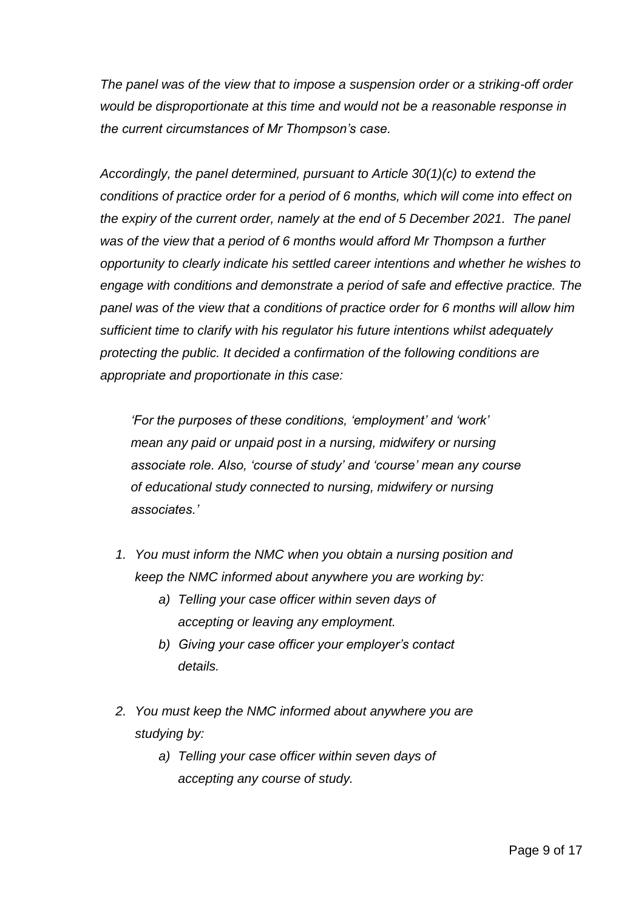*The panel was of the view that to impose a suspension order or a striking-off order would be disproportionate at this time and would not be a reasonable response in the current circumstances of Mr Thompson's case.*

*Accordingly, the panel determined, pursuant to Article 30(1)(c) to extend the conditions of practice order for a period of 6 months, which will come into effect on the expiry of the current order, namely at the end of 5 December 2021. The panel was of the view that a period of 6 months would afford Mr Thompson a further opportunity to clearly indicate his settled career intentions and whether he wishes to engage with conditions and demonstrate a period of safe and effective practice. The panel was of the view that a conditions of practice order for 6 months will allow him sufficient time to clarify with his regulator his future intentions whilst adequately protecting the public. It decided a confirmation of the following conditions are appropriate and proportionate in this case:*

> *'For the purposes of these conditions, 'employment' and 'work' mean any paid or unpaid post in a nursing, midwifery or nursing associate role. Also, 'course of study' and 'course' mean any course of educational study connected to nursing, midwifery or nursing associates.'*

1. *You must inform the NMC when you obtain a nursing position and keep the NMC informed about anywhere you are working by:*
    a) *Telling your case officer within seven days of accepting or leaving any employment.*
    b) *Giving your case officer your employer's contact details.*

2. *You must keep the NMC informed about anywhere you are studying by:*
    a) *Telling your case officer within seven days of accepting any course of study.*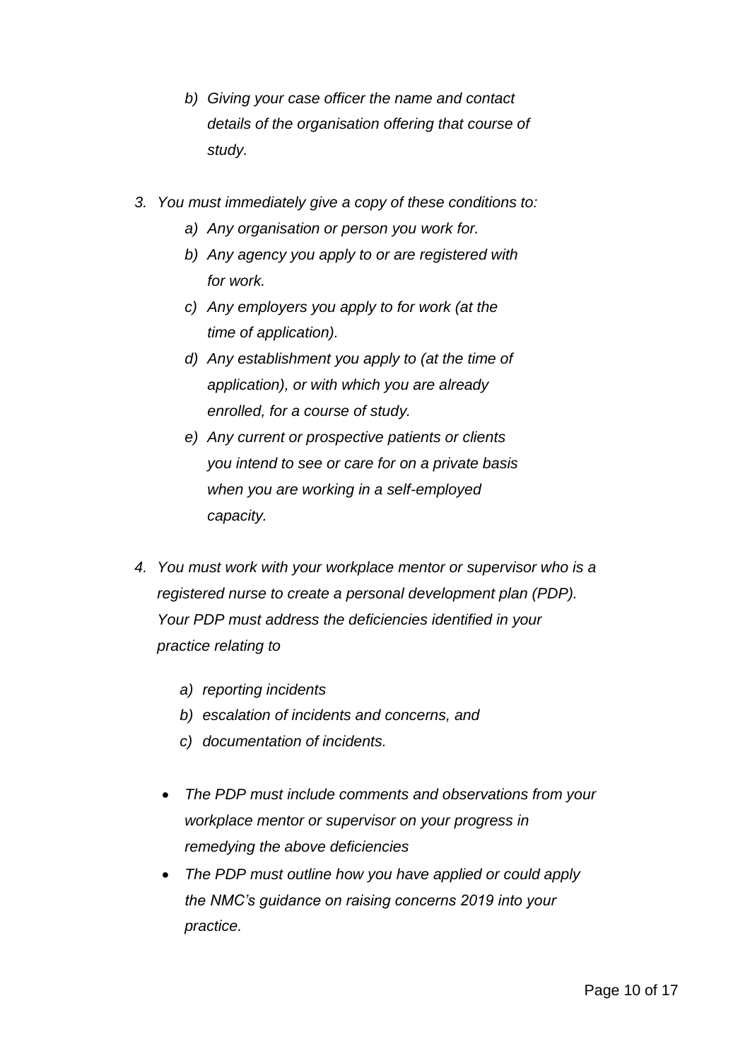b) *Giving your case officer the name and contact details of the organisation offering that course of study.*

3. *You must immediately give a copy of these conditions to:*
   a) *Any organisation or person you work for.*
   b) *Any agency you apply to or are registered with for work.*
   c) *Any employers you apply to for work (at the time of application).*
   d) *Any establishment you apply to (at the time of application), or with which you are already enrolled, for a course of study.*
   e) *Any current or prospective patients or clients you intend to see or care for on a private basis when you are working in a self-employed capacity.*

4. *You must work with your workplace mentor or supervisor who is a registered nurse to create a personal development plan (PDP). Your PDP must address the deficiencies identified in your practice relating to*

   a) *reporting incidents*
   b) *escalation of incidents and concerns, and*
   c) *documentation of incidents.*

   - *The PDP must include comments and observations from your workplace mentor or supervisor on your progress in remedying the above deficiencies*
   - *The PDP must outline how you have applied or could apply the NMC's guidance on raising concerns 2019 into your practice.*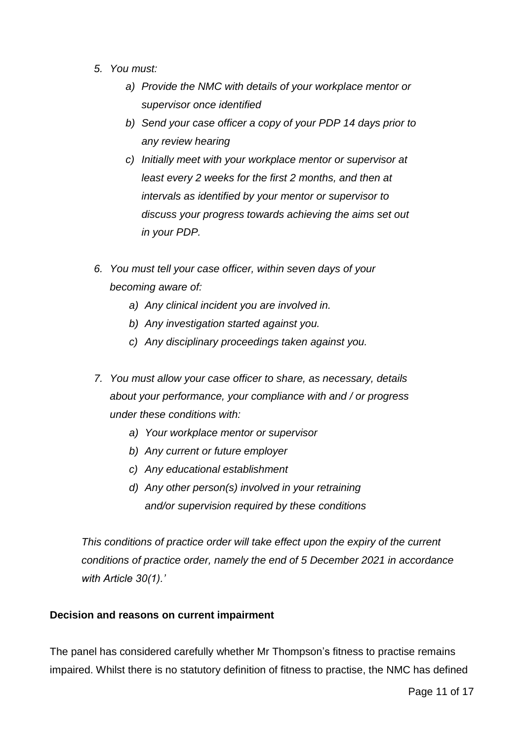5. *You must:*
    a) *Provide the NMC with details of your workplace mentor or supervisor once identified*
    b) *Send your case officer a copy of your PDP 14 days prior to any review hearing*
    c) *Initially meet with your workplace mentor or supervisor at least every 2 weeks for the first 2 months, and then at intervals as identified by your mentor or supervisor to discuss your progress towards achieving the aims set out in your PDP.*

6. *You must tell your case officer, within seven days of your becoming aware of:*
    a) *Any clinical incident you are involved in.*
    b) *Any investigation started against you.*
    c) *Any disciplinary proceedings taken against you.*

7. *You must allow your case officer to share, as necessary, details about your performance, your compliance with and / or progress under these conditions with:*
    a) *Your workplace mentor or supervisor*
    b) *Any current or future employer*
    c) *Any educational establishment*
    d) *Any other person(s) involved in your retraining and/or supervision required by these conditions*

*This conditions of practice order will take effect upon the expiry of the current conditions of practice order, namely the end of 5 December 2021 in accordance with Article 30(1).'*

**Decision and reasons on current impairment**

The panel has considered carefully whether Mr Thompson's fitness to practise remains impaired. Whilst there is no statutory definition of fitness to practise, the NMC has defined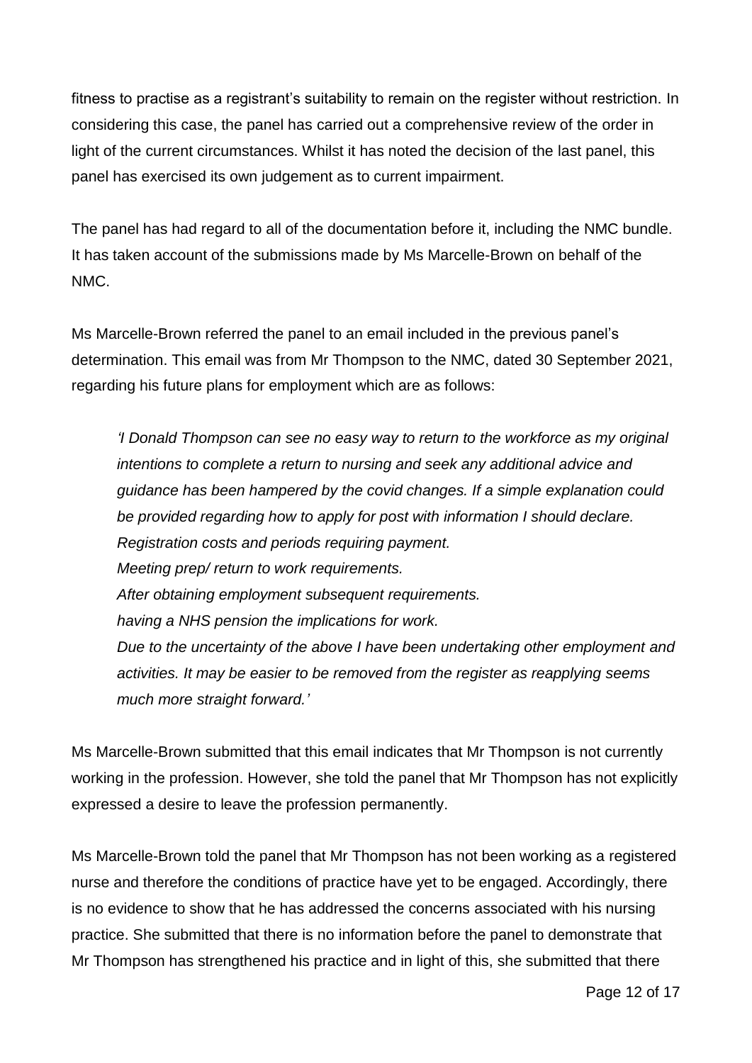fitness to practise as a registrant's suitability to remain on the register without restriction. In considering this case, the panel has carried out a comprehensive review of the order in light of the current circumstances. Whilst it has noted the decision of the last panel, this panel has exercised its own judgement as to current impairment.

The panel has had regard to all of the documentation before it, including the NMC bundle. It has taken account of the submissions made by Ms Marcelle-Brown on behalf of the NMC.

Ms Marcelle-Brown referred the panel to an email included in the previous panel's determination. This email was from Mr Thompson to the NMC, dated 30 September 2021, regarding his future plans for employment which are as follows:

> *'I Donald Thompson can see no easy way to return to the workforce as my original intentions to complete a return to nursing and seek any additional advice and guidance has been hampered by the covid changes. If a simple explanation could be provided regarding how to apply for post with information I should declare.*
> *Registration costs and periods requiring payment.*
> *Meeting prep/ return to work requirements.*
> *After obtaining employment subsequent requirements.*
> *having a NHS pension the implications for work.*
> *Due to the uncertainty of the above I have been undertaking other employment and activities. It may be easier to be removed from the register as reapplying seems much more straight forward.'*

Ms Marcelle-Brown submitted that this email indicates that Mr Thompson is not currently working in the profession. However, she told the panel that Mr Thompson has not explicitly expressed a desire to leave the profession permanently.

Ms Marcelle-Brown told the panel that Mr Thompson has not been working as a registered nurse and therefore the conditions of practice have yet to be engaged. Accordingly, there is no evidence to show that he has addressed the concerns associated with his nursing practice. She submitted that there is no information before the panel to demonstrate that Mr Thompson has strengthened his practice and in light of this, she submitted that there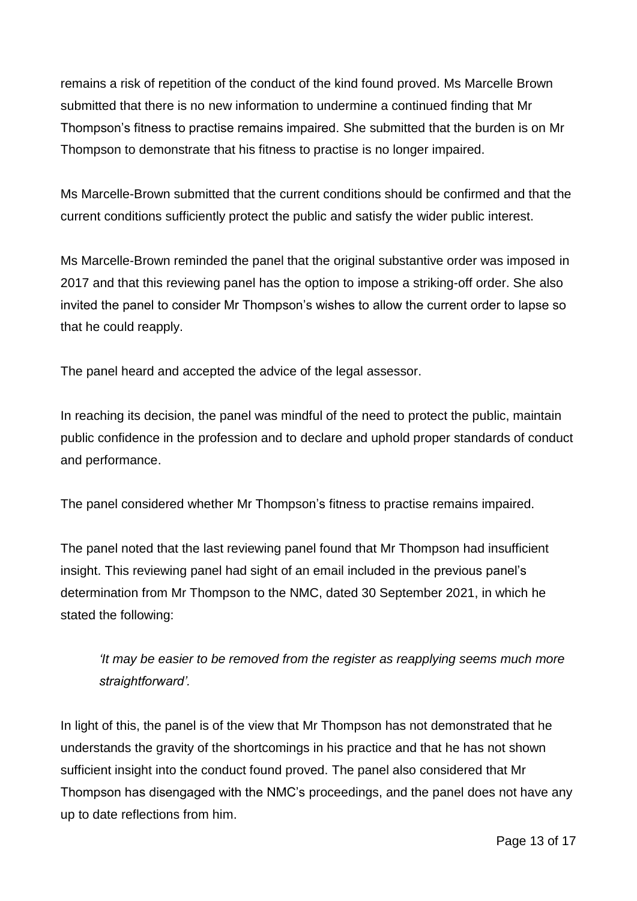remains a risk of repetition of the conduct of the kind found proved. Ms Marcelle Brown submitted that there is no new information to undermine a continued finding that Mr Thompson's fitness to practise remains impaired. She submitted that the burden is on Mr Thompson to demonstrate that his fitness to practise is no longer impaired.

Ms Marcelle-Brown submitted that the current conditions should be confirmed and that the current conditions sufficiently protect the public and satisfy the wider public interest.

Ms Marcelle-Brown reminded the panel that the original substantive order was imposed in 2017 and that this reviewing panel has the option to impose a striking-off order. She also invited the panel to consider Mr Thompson's wishes to allow the current order to lapse so that he could reapply.

The panel heard and accepted the advice of the legal assessor.

In reaching its decision, the panel was mindful of the need to protect the public, maintain public confidence in the profession and to declare and uphold proper standards of conduct and performance.

The panel considered whether Mr Thompson's fitness to practise remains impaired.

The panel noted that the last reviewing panel found that Mr Thompson had insufficient insight. This reviewing panel had sight of an email included in the previous panel's determination from Mr Thompson to the NMC, dated 30 September 2021, in which he stated the following:

> *'It may be easier to be removed from the register as reapplying seems much more straightforward'.*

In light of this, the panel is of the view that Mr Thompson has not demonstrated that he understands the gravity of the shortcomings in his practice and that he has not shown sufficient insight into the conduct found proved. The panel also considered that Mr Thompson has disengaged with the NMC's proceedings, and the panel does not have any up to date reflections from him.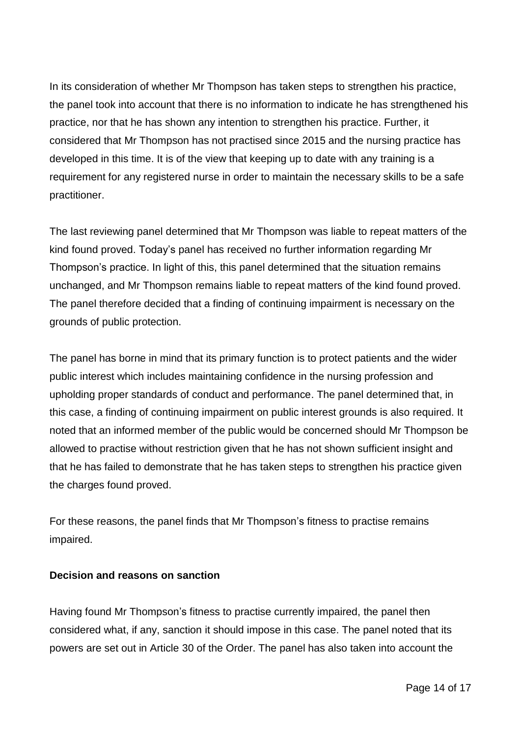In its consideration of whether Mr Thompson has taken steps to strengthen his practice, the panel took into account that there is no information to indicate he has strengthened his practice, nor that he has shown any intention to strengthen his practice. Further, it considered that Mr Thompson has not practised since 2015 and the nursing practice has developed in this time. It is of the view that keeping up to date with any training is a requirement for any registered nurse in order to maintain the necessary skills to be a safe practitioner.

The last reviewing panel determined that Mr Thompson was liable to repeat matters of the kind found proved. Today's panel has received no further information regarding Mr Thompson's practice. In light of this, this panel determined that the situation remains unchanged, and Mr Thompson remains liable to repeat matters of the kind found proved. The panel therefore decided that a finding of continuing impairment is necessary on the grounds of public protection.

The panel has borne in mind that its primary function is to protect patients and the wider public interest which includes maintaining confidence in the nursing profession and upholding proper standards of conduct and performance. The panel determined that, in this case, a finding of continuing impairment on public interest grounds is also required. It noted that an informed member of the public would be concerned should Mr Thompson be allowed to practise without restriction given that he has not shown sufficient insight and that he has failed to demonstrate that he has taken steps to strengthen his practice given the charges found proved.

For these reasons, the panel finds that Mr Thompson's fitness to practise remains impaired.

**Decision and reasons on sanction**

Having found Mr Thompson's fitness to practise currently impaired, the panel then considered what, if any, sanction it should impose in this case. The panel noted that its powers are set out in Article 30 of the Order. The panel has also taken into account the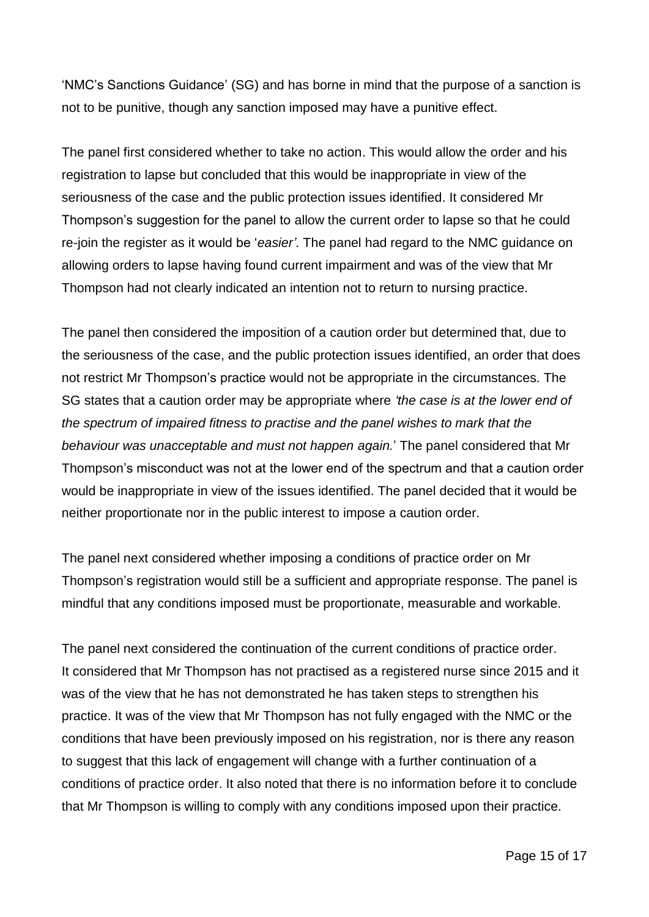'NMC's Sanctions Guidance' (SG) and has borne in mind that the purpose of a sanction is not to be punitive, though any sanction imposed may have a punitive effect.

The panel first considered whether to take no action. This would allow the order and his registration to lapse but concluded that this would be inappropriate in view of the seriousness of the case and the public protection issues identified. It considered Mr Thompson's suggestion for the panel to allow the current order to lapse so that he could re-join the register as it would be '*easier'*. The panel had regard to the NMC guidance on allowing orders to lapse having found current impairment and was of the view that Mr Thompson had not clearly indicated an intention not to return to nursing practice.

The panel then considered the imposition of a caution order but determined that, due to the seriousness of the case, and the public protection issues identified, an order that does not restrict Mr Thompson's practice would not be appropriate in the circumstances. The SG states that a caution order may be appropriate where *'the case is at the lower end of the spectrum of impaired fitness to practise and the panel wishes to mark that the behaviour was unacceptable and must not happen again.'* The panel considered that Mr Thompson's misconduct was not at the lower end of the spectrum and that a caution order would be inappropriate in view of the issues identified. The panel decided that it would be neither proportionate nor in the public interest to impose a caution order.

The panel next considered whether imposing a conditions of practice order on Mr Thompson's registration would still be a sufficient and appropriate response. The panel is mindful that any conditions imposed must be proportionate, measurable and workable.

The panel next considered the continuation of the current conditions of practice order. It considered that Mr Thompson has not practised as a registered nurse since 2015 and it was of the view that he has not demonstrated he has taken steps to strengthen his practice. It was of the view that Mr Thompson has not fully engaged with the NMC or the conditions that have been previously imposed on his registration, nor is there any reason to suggest that this lack of engagement will change with a further continuation of a conditions of practice order. It also noted that there is no information before it to conclude that Mr Thompson is willing to comply with any conditions imposed upon their practice.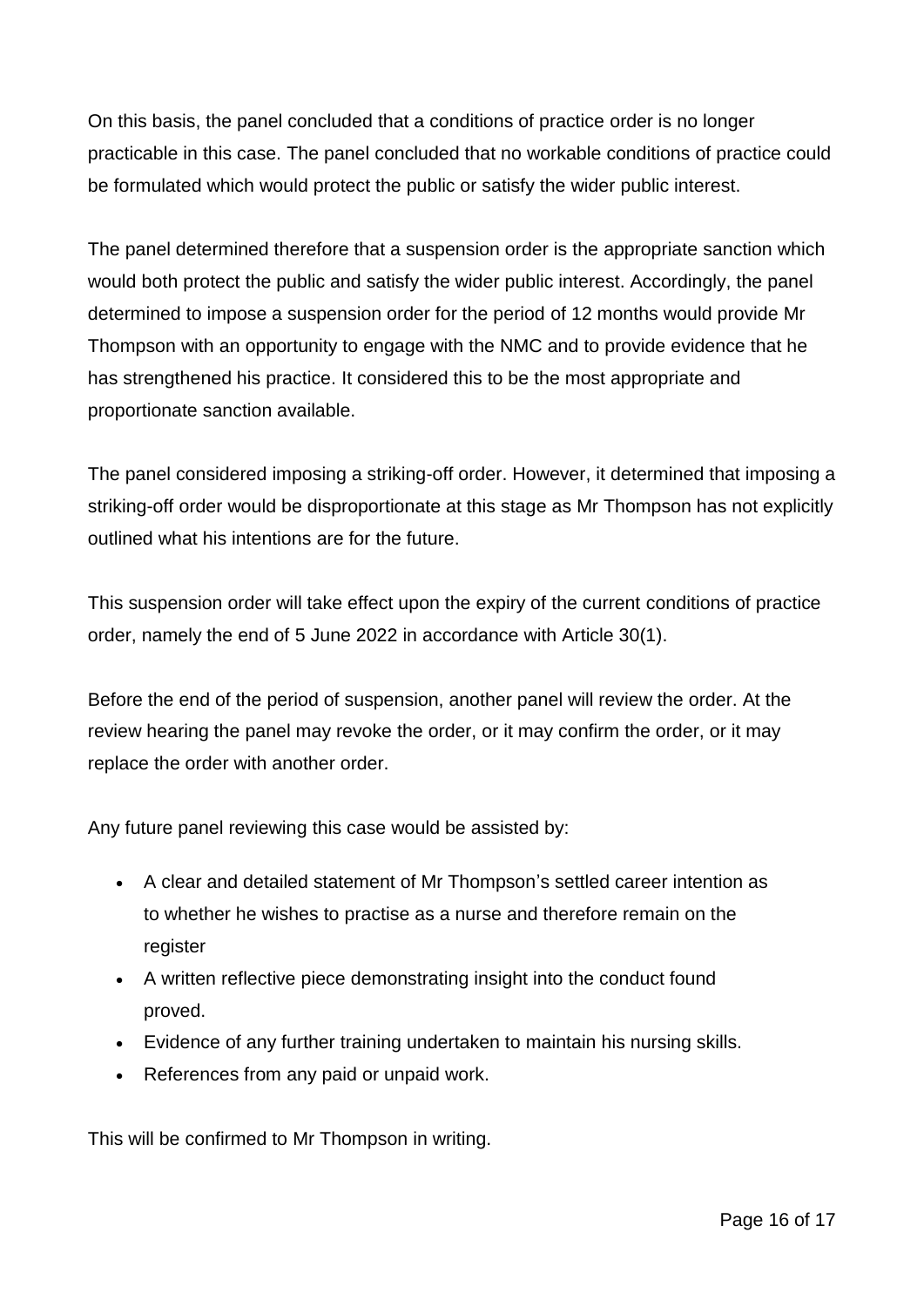On this basis, the panel concluded that a conditions of practice order is no longer practicable in this case. The panel concluded that no workable conditions of practice could be formulated which would protect the public or satisfy the wider public interest.

The panel determined therefore that a suspension order is the appropriate sanction which would both protect the public and satisfy the wider public interest. Accordingly, the panel determined to impose a suspension order for the period of 12 months would provide Mr Thompson with an opportunity to engage with the NMC and to provide evidence that he has strengthened his practice. It considered this to be the most appropriate and proportionate sanction available.

The panel considered imposing a striking-off order. However, it determined that imposing a striking-off order would be disproportionate at this stage as Mr Thompson has not explicitly outlined what his intentions are for the future.

This suspension order will take effect upon the expiry of the current conditions of practice order, namely the end of 5 June 2022 in accordance with Article 30(1).

Before the end of the period of suspension, another panel will review the order. At the review hearing the panel may revoke the order, or it may confirm the order, or it may replace the order with another order.

Any future panel reviewing this case would be assisted by:

- A clear and detailed statement of Mr Thompson's settled career intention as to whether he wishes to practise as a nurse and therefore remain on the register
- A written reflective piece demonstrating insight into the conduct found proved.
- Evidence of any further training undertaken to maintain his nursing skills.
- References from any paid or unpaid work.

This will be confirmed to Mr Thompson in writing.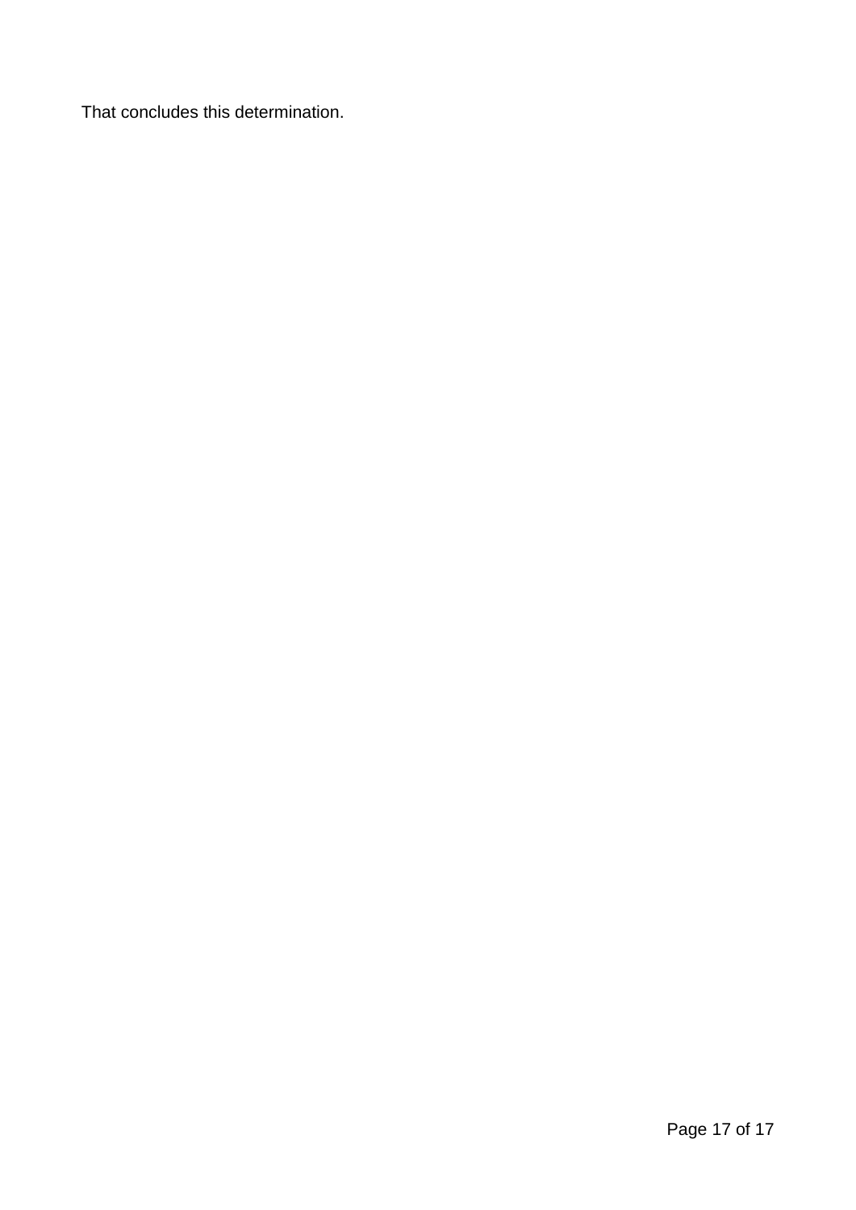That concludes this determination.